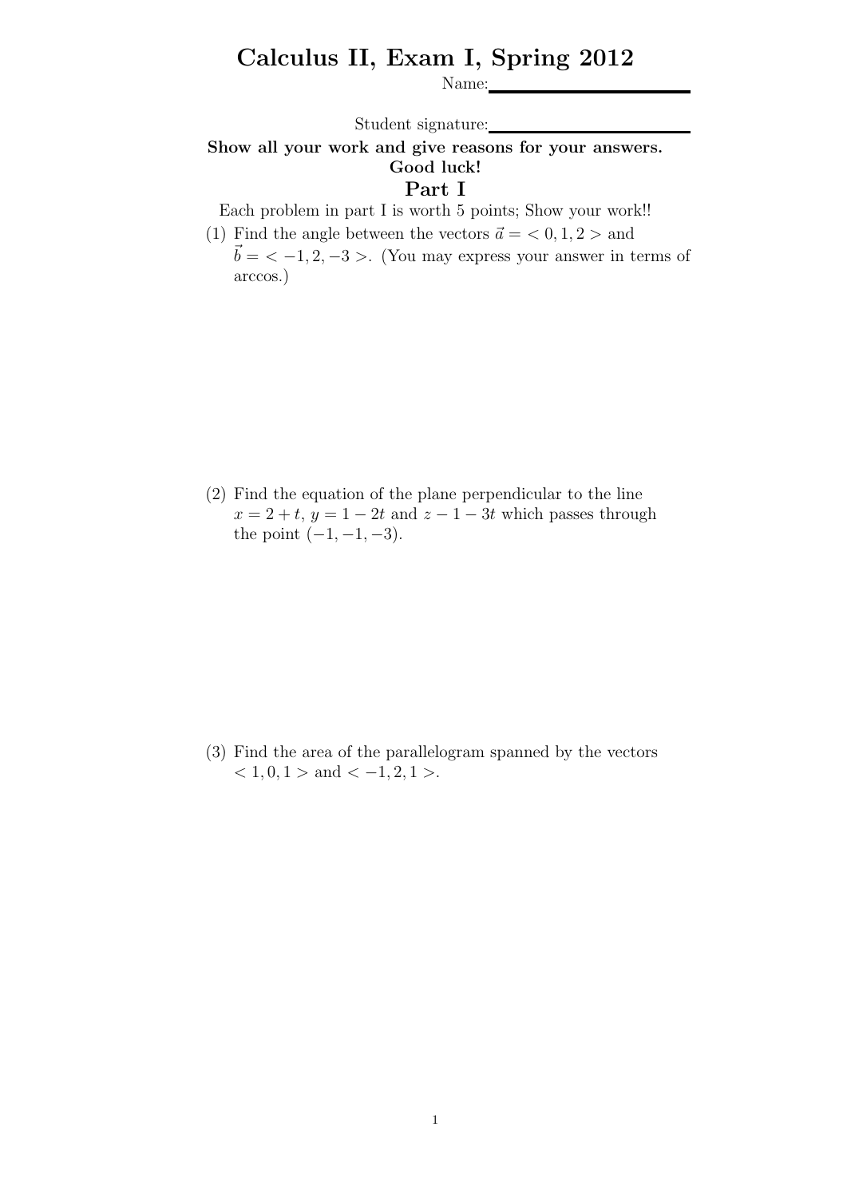# Calculus II, Exam I, Spring 2012

Name:\_\_\_\_\_\_\_\_\_\_\_\_\_\_\_\_\_\_\_\_

Student signature:\_\_\_\_\_\_\_\_\_\_\_\_\_\_\_\_\_\_\_\_

**Show all your work and give reasons for your answers. Good luck!**

## Part I

Each problem in part I is worth 5 points; Show your work!!

(1) Find the angle between the vectors $\vec{a} = <0, 1, 2>$ and $\vec{b} = <-1, 2, -3>$. (You may express your answer in terms of arccos.)

(2) Find the equation of the plane perpendicular to the line $x = 2 + t$, $y = 1 - 2t$ and $z - 1 - 3t$ which passes through the point $(-1, -1, -3)$.

(3) Find the area of the parallelogram spanned by the vectors $<1, 0, 1>$ and $<-1, 2, 1>$.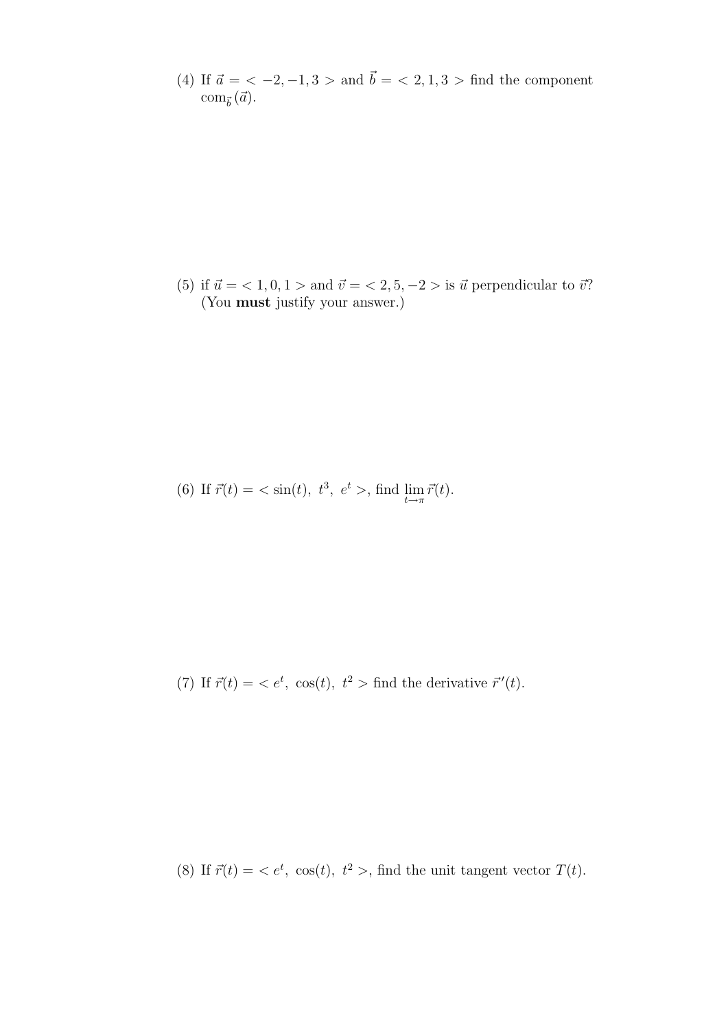(4) If $\vec{a} = < -2, -1, 3 >$ and $\vec{b} = < 2, 1, 3 >$ find the component $\text{com}_{\vec{b}}(\vec{a})$.

(5) if $\vec{u} = < 1, 0, 1 >$ and $\vec{v} = < 2, 5, -2 >$ is $\vec{u}$ perpendicular to $\vec{v}$? (You **must** justify your answer.)

(6) If $\vec{r}(t) = < \sin(t),\ t^3,\ e^t >$, find $\lim\limits_{t \to \pi} \vec{r}(t)$.

(7) If $\vec{r}(t) = < e^t,\ \cos(t),\ t^2 >$ find the derivative $\vec{r}\,'(t)$.

(8) If $\vec{r}(t) = < e^t,\ \cos(t),\ t^2 >$, find the unit tangent vector $T(t)$.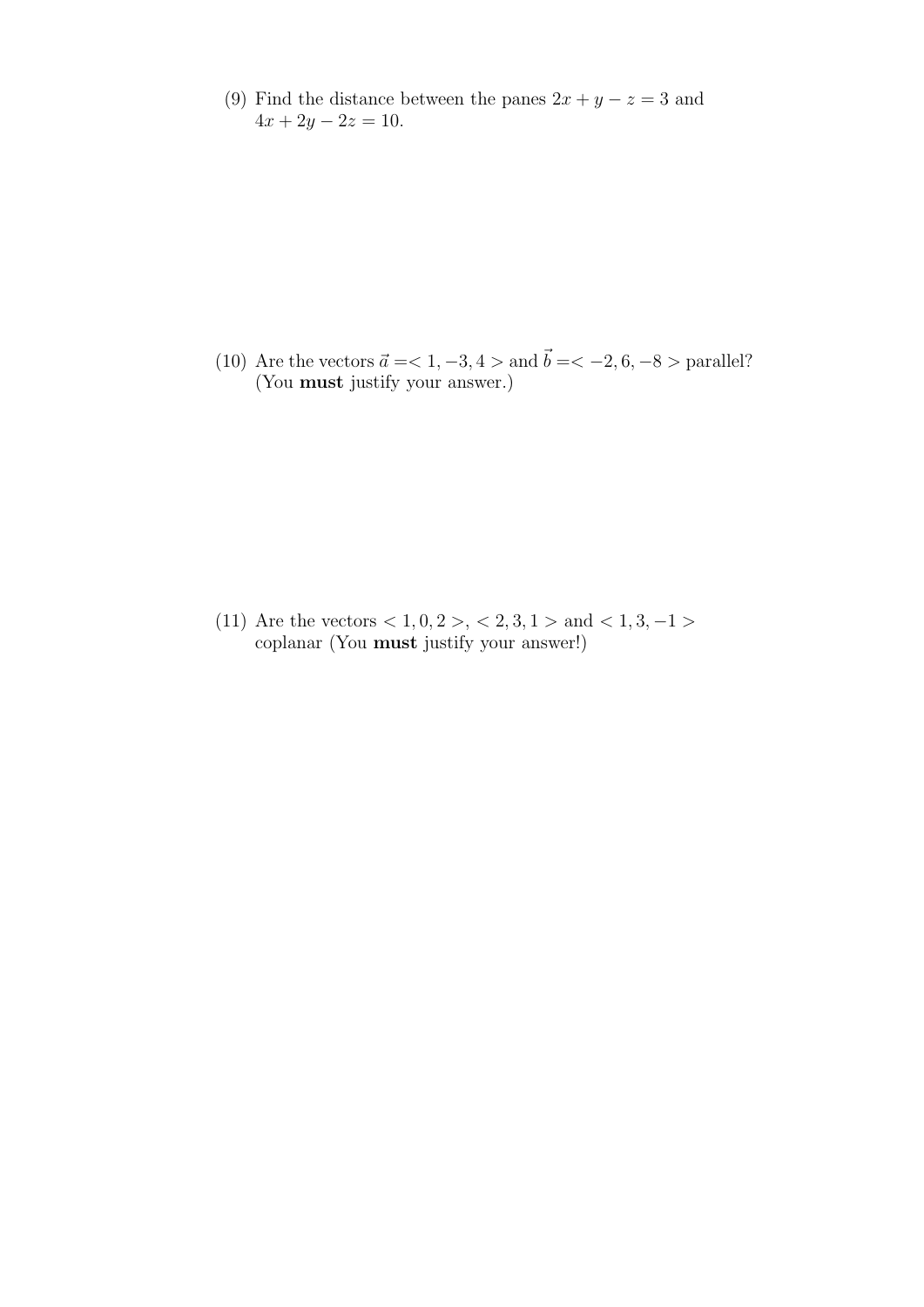(9) Find the distance between the panes $2x + y - z = 3$ and $4x + 2y - 2z = 10$.

(10) Are the vectors $\vec{a} =< 1, -3, 4 >$ and $\vec{b} =< -2, 6, -8 >$ parallel? (You **must** justify your answer.)

(11) Are the vectors $< 1, 0, 2 >$, $< 2, 3, 1 >$ and $< 1, 3, -1 >$ coplanar (You **must** justify your answer!)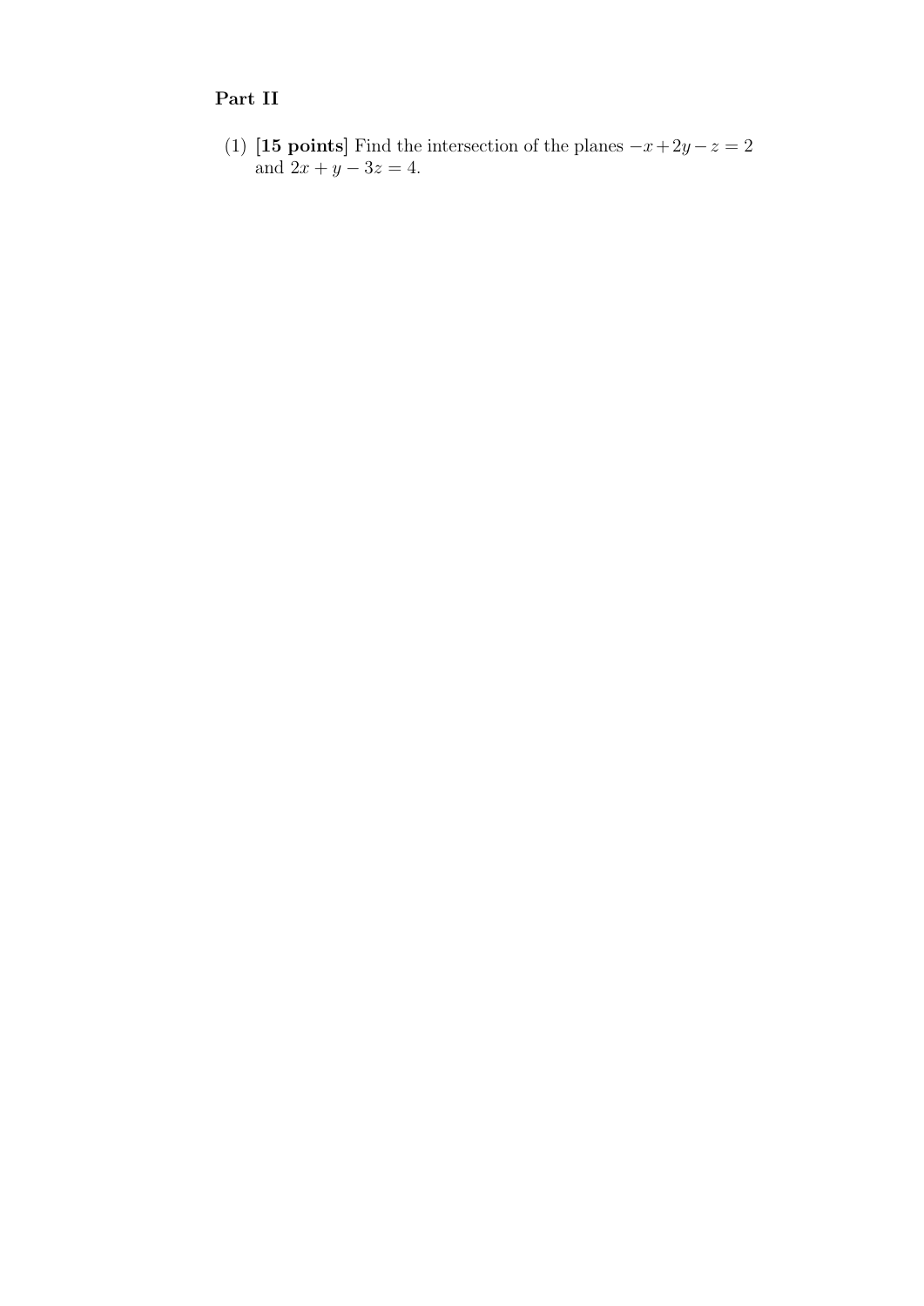## Part II

(1) **[15 points]** Find the intersection of the planes $-x+2y-z=2$ and $2x+y-3z=4$.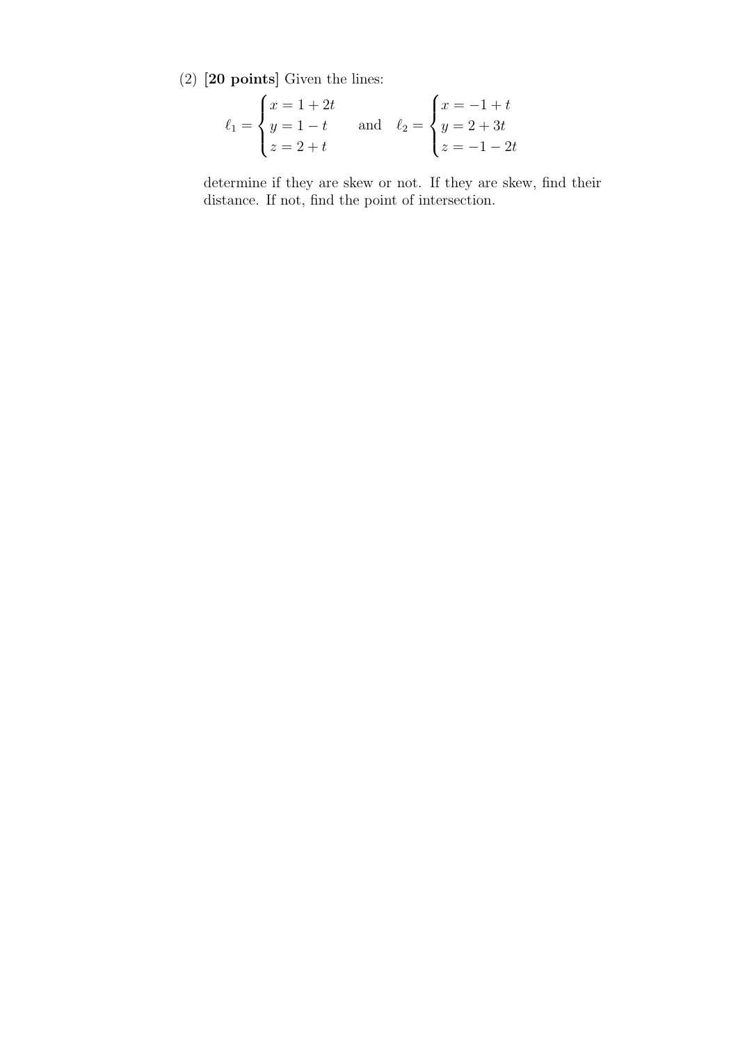(2) **[20 points]** Given the lines:

$$\ell_1 = \begin{cases} x = 1 + 2t \\ y = 1 - t \\ z = 2 + t \end{cases} \quad \text{and} \quad \ell_2 = \begin{cases} x = -1 + t \\ y = 2 + 3t \\ z = -1 - 2t \end{cases}$$

determine if they are skew or not. If they are skew, find their distance. If not, find the point of intersection.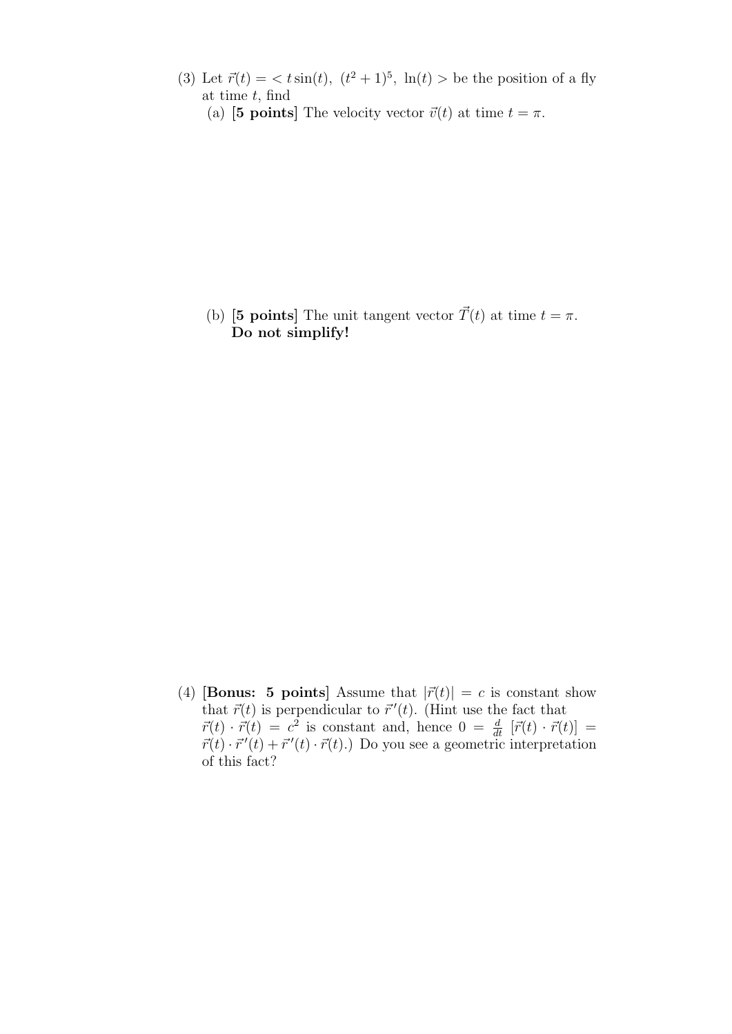(3) Let $\vec{r}(t) = < t\sin(t),\ (t^2+1)^5,\ \ln(t) >$ be the position of a fly at time $t$, find

(a) **[5 points]** The velocity vector $\vec{v}(t)$ at time $t = \pi$.

(b) **[5 points]** The unit tangent vector $\vec{T}(t)$ at time $t = \pi$. **Do not simplify!**

(4) **[Bonus: 5 points]** Assume that $|\vec{r}(t)| = c$ is constant show that $\vec{r}(t)$ is perpendicular to $\vec{r}\,'(t)$. (Hint use the fact that $\vec{r}(t) \cdot \vec{r}(t) = c^2$ is constant and, hence $0 = \frac{d}{dt}\left[\vec{r}(t) \cdot \vec{r}(t)\right] = \vec{r}(t) \cdot \vec{r}\,'(t) + \vec{r}\,'(t) \cdot \vec{r}(t)$.) Do you see a geometric interpretation of this fact?